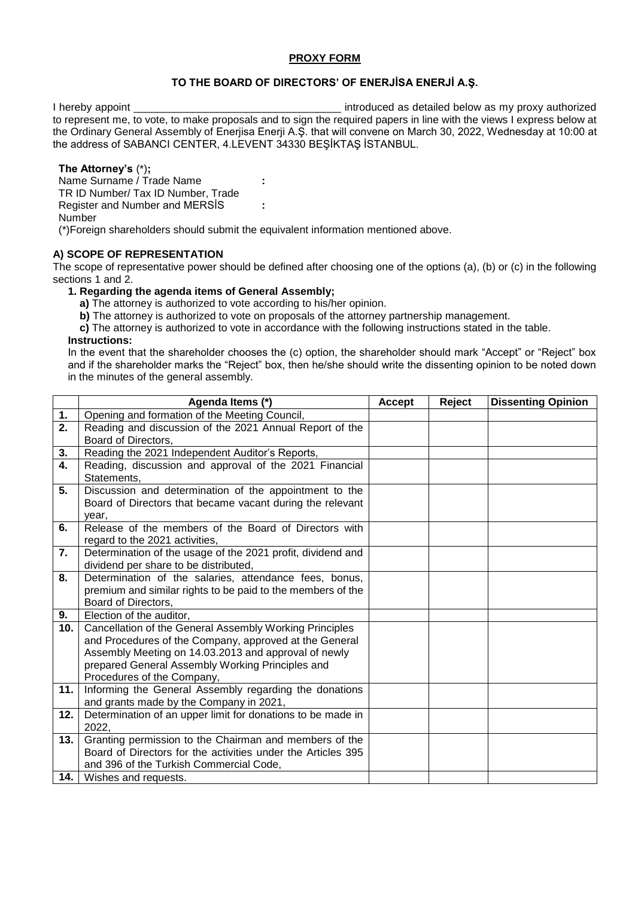**PROXY FORM**

**TO THE BOARD OF DIRECTORS' OF ENERJİSA ENERJİ A.Ş.**

I hereby appoint ____________________________________ introduced as detailed below as my proxy authorized to represent me, to vote, to make proposals and to sign the required papers in line with the views I express below at the Ordinary General Assembly of Enerjisa Enerji A.Ş. that will convene on March 30, 2022, Wednesday at 10:00 at the address of SABANCI CENTER, 4.LEVENT 34330 BEŞİKTAŞ İSTANBUL.

**The Attorney's** (*)**;**

Name Surname / Trade Name :

TR ID Number/ Tax ID Number, Trade Register and Number and MERSİS Number :

(*)Foreign shareholders should submit the equivalent information mentioned above.

**A) SCOPE OF REPRESENTATION**

The scope of representative power should be defined after choosing one of the options (a), (b) or (c) in the following sections 1 and 2.

**1. Regarding the agenda items of General Assembly;**

**a)** The attorney is authorized to vote according to his/her opinion.

**b)** The attorney is authorized to vote on proposals of the attorney partnership management.

**c)** The attorney is authorized to vote in accordance with the following instructions stated in the table.

**Instructions:**

In the event that the shareholder chooses the (c) option, the shareholder should mark "Accept" or "Reject" box and if the shareholder marks the "Reject" box, then he/she should write the dissenting opinion to be noted down in the minutes of the general assembly.

| | Agenda Items (*) | Accept | Reject | Dissenting Opinion |
|---|---|---|---|---|
| **1.** | Opening and formation of the Meeting Council, | | | |
| **2.** | Reading and discussion of the 2021 Annual Report of the Board of Directors, | | | |
| **3.** | Reading the 2021 Independent Auditor's Reports, | | | |
| **4.** | Reading, discussion and approval of the 2021 Financial Statements, | | | |
| **5.** | Discussion and determination of the appointment to the Board of Directors that became vacant during the relevant year, | | | |
| **6.** | Release of the members of the Board of Directors with regard to the 2021 activities, | | | |
| **7.** | Determination of the usage of the 2021 profit, dividend and dividend per share to be distributed, | | | |
| **8.** | Determination of the salaries, attendance fees, bonus, premium and similar rights to be paid to the members of the Board of Directors, | | | |
| **9.** | Election of the auditor, | | | |
| **10.** | Cancellation of the General Assembly Working Principles and Procedures of the Company, approved at the General Assembly Meeting on 14.03.2013 and approval of newly prepared General Assembly Working Principles and Procedures of the Company, | | | |
| **11.** | Informing the General Assembly regarding the donations and grants made by the Company in 2021, | | | |
| **12.** | Determination of an upper limit for donations to be made in 2022, | | | |
| **13.** | Granting permission to the Chairman and members of the Board of Directors for the activities under the Articles 395 and 396 of the Turkish Commercial Code, | | | |
| **14.** | Wishes and requests. | | | |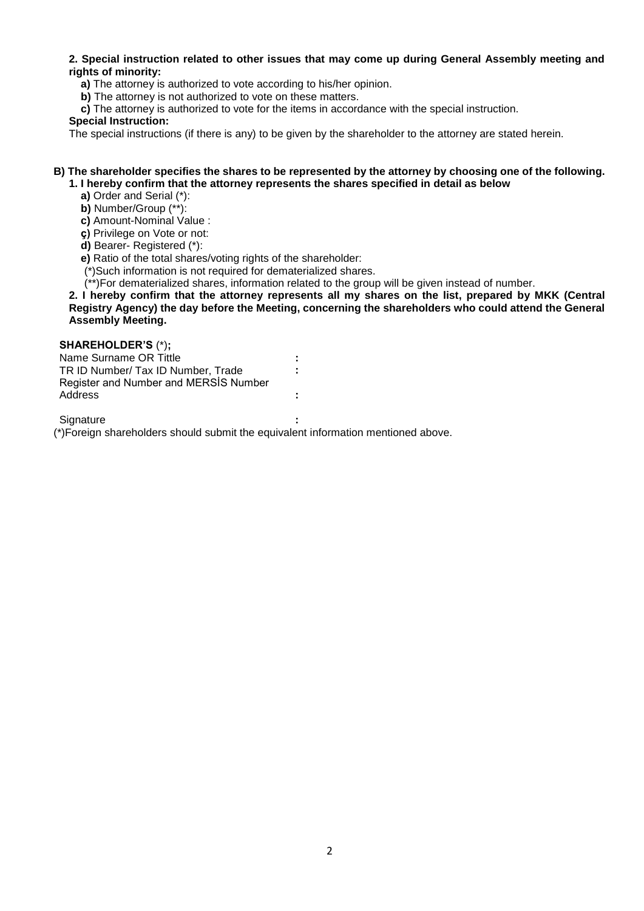**2. Special instruction related to other issues that may come up during General Assembly meeting and rights of minority:**

- **a)** The attorney is authorized to vote according to his/her opinion.
- **b)** The attorney is not authorized to vote on these matters.
- **c)** The attorney is authorized to vote for the items in accordance with the special instruction.

**Special Instruction:**

The special instructions (if there is any) to be given by the shareholder to the attorney are stated herein.

**B) The shareholder specifies the shares to be represented by the attorney by choosing one of the following.**

**1. I hereby confirm that the attorney represents the shares specified in detail as below**

- **a)** Order and Serial (*):
- **b)** Number/Group (**):
- **c)** Amount-Nominal Value :
- **ç)** Privilege on Vote or not:
- **d)** Bearer- Registered (*):
- **e)** Ratio of the total shares/voting rights of the shareholder:

(*)Such information is not required for dematerialized shares.

(**)For dematerialized shares, information related to the group will be given instead of number.

**2. I hereby confirm that the attorney represents all my shares on the list, prepared by MKK (Central Registry Agency) the day before the Meeting, concerning the shareholders who could attend the General Assembly Meeting.**

**SHAREHOLDER'S** (*)**;**

Name Surname OR Tittle :

TR ID Number/ Tax ID Number, Trade Register and Number and MERSİS Number :

Address :

Signature :

(*)Foreign shareholders should submit the equivalent information mentioned above.